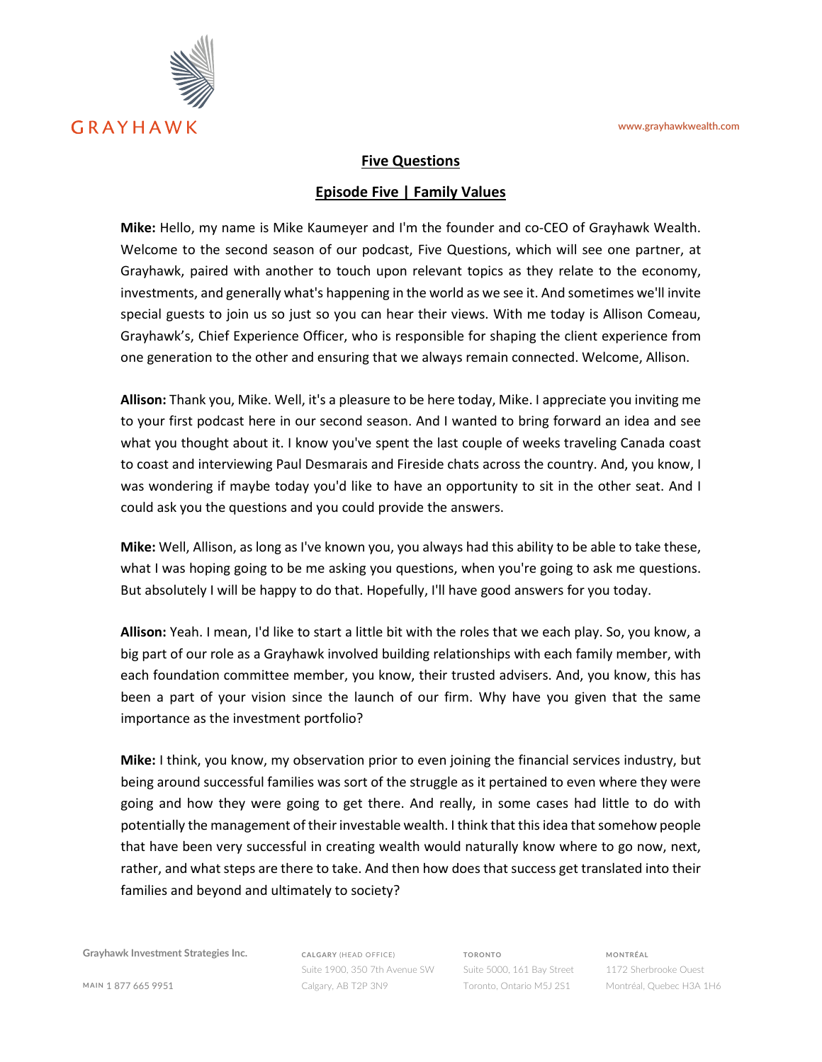# Five Questions

## Episode Five | Family Values

**Mike:** Hello, my name is Mike Kaumeyer and I'm the founder and co-CEO of Grayhawk Wealth. Welcome to the second season of our podcast, Five Questions, which will see one partner, at Grayhawk, paired with another to touch upon relevant topics as they relate to the economy, investments, and generally what's happening in the world as we see it. And sometimes we'll invite special guests to join us so just so you can hear their views. With me today is Allison Comeau, Grayhawk's, Chief Experience Officer, who is responsible for shaping the client experience from one generation to the other and ensuring that we always remain connected. Welcome, Allison.

**Allison:** Thank you, Mike. Well, it's a pleasure to be here today, Mike. I appreciate you inviting me to your first podcast here in our second season. And I wanted to bring forward an idea and see what you thought about it. I know you've spent the last couple of weeks traveling Canada coast to coast and interviewing Paul Desmarais and Fireside chats across the country. And, you know, I was wondering if maybe today you'd like to have an opportunity to sit in the other seat. And I could ask you the questions and you could provide the answers.

**Mike:** Well, Allison, as long as I've known you, you always had this ability to be able to take these, what I was hoping going to be me asking you questions, when you're going to ask me questions. But absolutely I will be happy to do that. Hopefully, I'll have good answers for you today.

**Allison:** Yeah. I mean, I'd like to start a little bit with the roles that we each play. So, you know, a big part of our role as a Grayhawk involved building relationships with each family member, with each foundation committee member, you know, their trusted advisers. And, you know, this has been a part of your vision since the launch of our firm. Why have you given that the same importance as the investment portfolio?

**Mike:** I think, you know, my observation prior to even joining the financial services industry, but being around successful families was sort of the struggle as it pertained to even where they were going and how they were going to get there. And really, in some cases had little to do with potentially the management of their investable wealth. I think that this idea that somehow people that have been very successful in creating wealth would naturally know where to go now, next, rather, and what steps are there to take. And then how does that success get translated into their families and beyond and ultimately to society?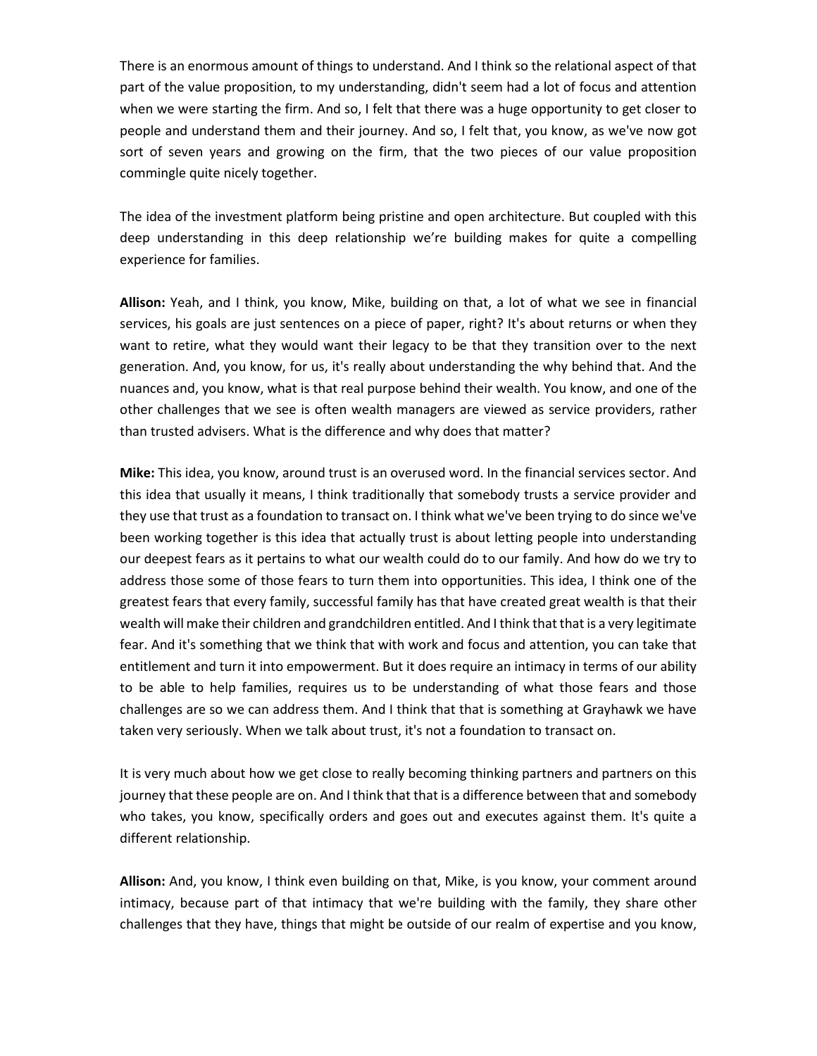There is an enormous amount of things to understand. And I think so the relational aspect of that part of the value proposition, to my understanding, didn't seem had a lot of focus and attention when we were starting the firm. And so, I felt that there was a huge opportunity to get closer to people and understand them and their journey. And so, I felt that, you know, as we've now got sort of seven years and growing on the firm, that the two pieces of our value proposition commingle quite nicely together.

The idea of the investment platform being pristine and open architecture. But coupled with this deep understanding in this deep relationship we're building makes for quite a compelling experience for families.

**Allison:** Yeah, and I think, you know, Mike, building on that, a lot of what we see in financial services, his goals are just sentences on a piece of paper, right? It's about returns or when they want to retire, what they would want their legacy to be that they transition over to the next generation. And, you know, for us, it's really about understanding the why behind that. And the nuances and, you know, what is that real purpose behind their wealth. You know, and one of the other challenges that we see is often wealth managers are viewed as service providers, rather than trusted advisers. What is the difference and why does that matter?

**Mike:** This idea, you know, around trust is an overused word. In the financial services sector. And this idea that usually it means, I think traditionally that somebody trusts a service provider and they use that trust as a foundation to transact on. I think what we've been trying to do since we've been working together is this idea that actually trust is about letting people into understanding our deepest fears as it pertains to what our wealth could do to our family. And how do we try to address those some of those fears to turn them into opportunities. This idea, I think one of the greatest fears that every family, successful family has that have created great wealth is that their wealth will make their children and grandchildren entitled. And I think that that is a very legitimate fear. And it's something that we think that with work and focus and attention, you can take that entitlement and turn it into empowerment. But it does require an intimacy in terms of our ability to be able to help families, requires us to be understanding of what those fears and those challenges are so we can address them. And I think that that is something at Grayhawk we have taken very seriously. When we talk about trust, it's not a foundation to transact on.

It is very much about how we get close to really becoming thinking partners and partners on this journey that these people are on. And I think that that is a difference between that and somebody who takes, you know, specifically orders and goes out and executes against them. It's quite a different relationship.

**Allison:** And, you know, I think even building on that, Mike, is you know, your comment around intimacy, because part of that intimacy that we're building with the family, they share other challenges that they have, things that might be outside of our realm of expertise and you know,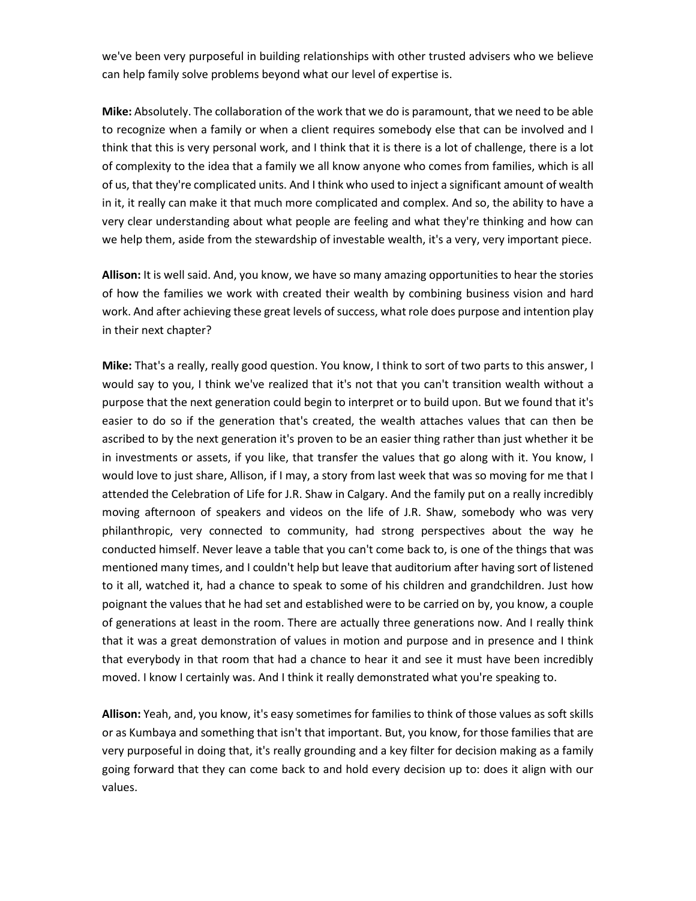we've been very purposeful in building relationships with other trusted advisers who we believe can help family solve problems beyond what our level of expertise is.

**Mike:** Absolutely. The collaboration of the work that we do is paramount, that we need to be able to recognize when a family or when a client requires somebody else that can be involved and I think that this is very personal work, and I think that it is there is a lot of challenge, there is a lot of complexity to the idea that a family we all know anyone who comes from families, which is all of us, that they're complicated units. And I think who used to inject a significant amount of wealth in it, it really can make it that much more complicated and complex. And so, the ability to have a very clear understanding about what people are feeling and what they're thinking and how can we help them, aside from the stewardship of investable wealth, it's a very, very important piece.

**Allison:** It is well said. And, you know, we have so many amazing opportunities to hear the stories of how the families we work with created their wealth by combining business vision and hard work. And after achieving these great levels of success, what role does purpose and intention play in their next chapter?

**Mike:** That's a really, really good question. You know, I think to sort of two parts to this answer, I would say to you, I think we've realized that it's not that you can't transition wealth without a purpose that the next generation could begin to interpret or to build upon. But we found that it's easier to do so if the generation that's created, the wealth attaches values that can then be ascribed to by the next generation it's proven to be an easier thing rather than just whether it be in investments or assets, if you like, that transfer the values that go along with it. You know, I would love to just share, Allison, if I may, a story from last week that was so moving for me that I attended the Celebration of Life for J.R. Shaw in Calgary. And the family put on a really incredibly moving afternoon of speakers and videos on the life of J.R. Shaw, somebody who was very philanthropic, very connected to community, had strong perspectives about the way he conducted himself. Never leave a table that you can't come back to, is one of the things that was mentioned many times, and I couldn't help but leave that auditorium after having sort of listened to it all, watched it, had a chance to speak to some of his children and grandchildren. Just how poignant the values that he had set and established were to be carried on by, you know, a couple of generations at least in the room. There are actually three generations now. And I really think that it was a great demonstration of values in motion and purpose and in presence and I think that everybody in that room that had a chance to hear it and see it must have been incredibly moved. I know I certainly was. And I think it really demonstrated what you're speaking to.

**Allison:** Yeah, and, you know, it's easy sometimes for families to think of those values as soft skills or as Kumbaya and something that isn't that important. But, you know, for those families that are very purposeful in doing that, it's really grounding and a key filter for decision making as a family going forward that they can come back to and hold every decision up to: does it align with our values.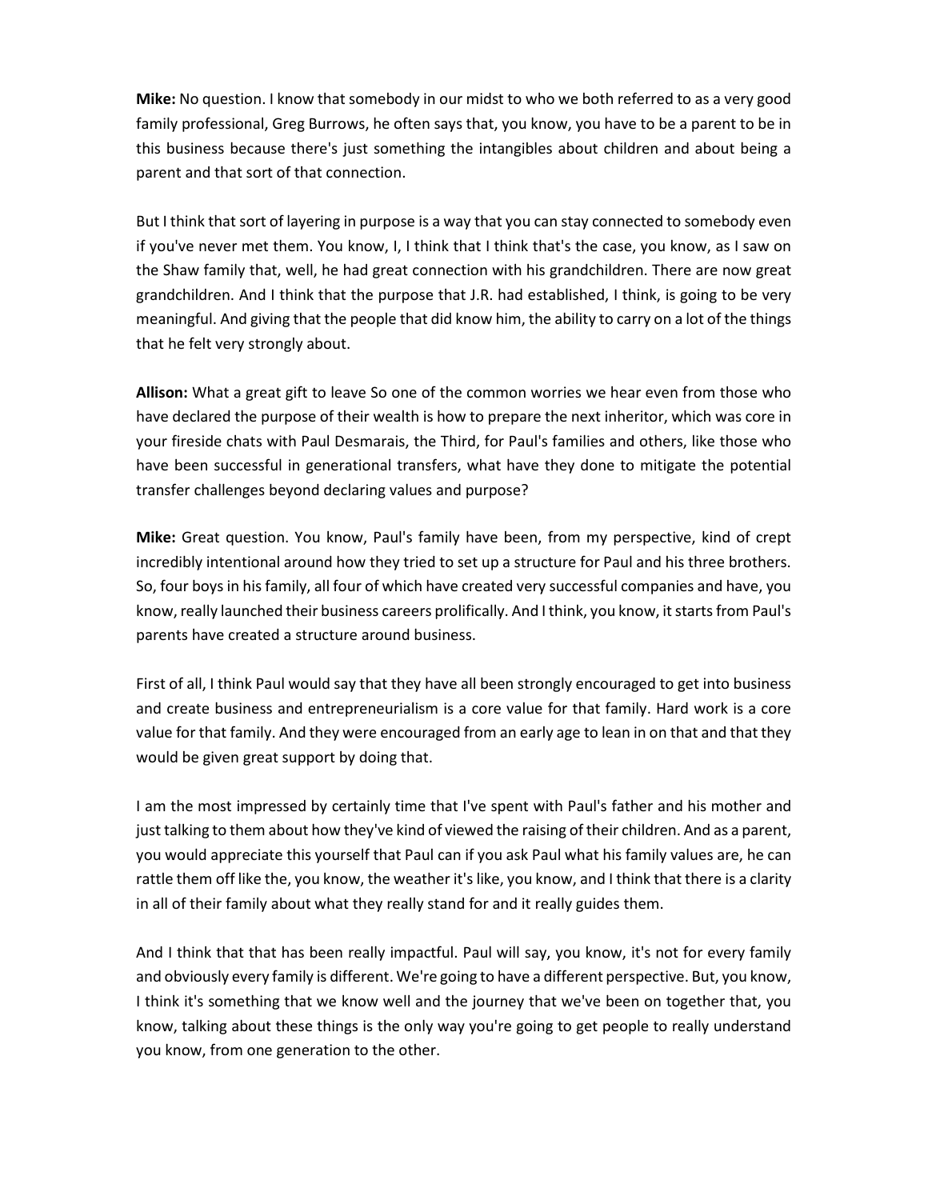**Mike:** No question. I know that somebody in our midst to who we both referred to as a very good family professional, Greg Burrows, he often says that, you know, you have to be a parent to be in this business because there's just something the intangibles about children and about being a parent and that sort of that connection.

But I think that sort of layering in purpose is a way that you can stay connected to somebody even if you've never met them. You know, I, I think that I think that's the case, you know, as I saw on the Shaw family that, well, he had great connection with his grandchildren. There are now great grandchildren. And I think that the purpose that J.R. had established, I think, is going to be very meaningful. And giving that the people that did know him, the ability to carry on a lot of the things that he felt very strongly about.

**Allison:** What a great gift to leave So one of the common worries we hear even from those who have declared the purpose of their wealth is how to prepare the next inheritor, which was core in your fireside chats with Paul Desmarais, the Third, for Paul's families and others, like those who have been successful in generational transfers, what have they done to mitigate the potential transfer challenges beyond declaring values and purpose?

**Mike:** Great question. You know, Paul's family have been, from my perspective, kind of crept incredibly intentional around how they tried to set up a structure for Paul and his three brothers. So, four boys in his family, all four of which have created very successful companies and have, you know, really launched their business careers prolifically. And I think, you know, it starts from Paul's parents have created a structure around business.

First of all, I think Paul would say that they have all been strongly encouraged to get into business and create business and entrepreneurialism is a core value for that family. Hard work is a core value for that family. And they were encouraged from an early age to lean in on that and that they would be given great support by doing that.

I am the most impressed by certainly time that I've spent with Paul's father and his mother and just talking to them about how they've kind of viewed the raising of their children. And as a parent, you would appreciate this yourself that Paul can if you ask Paul what his family values are, he can rattle them off like the, you know, the weather it's like, you know, and I think that there is a clarity in all of their family about what they really stand for and it really guides them.

And I think that that has been really impactful. Paul will say, you know, it's not for every family and obviously every family is different. We're going to have a different perspective. But, you know, I think it's something that we know well and the journey that we've been on together that, you know, talking about these things is the only way you're going to get people to really understand you know, from one generation to the other.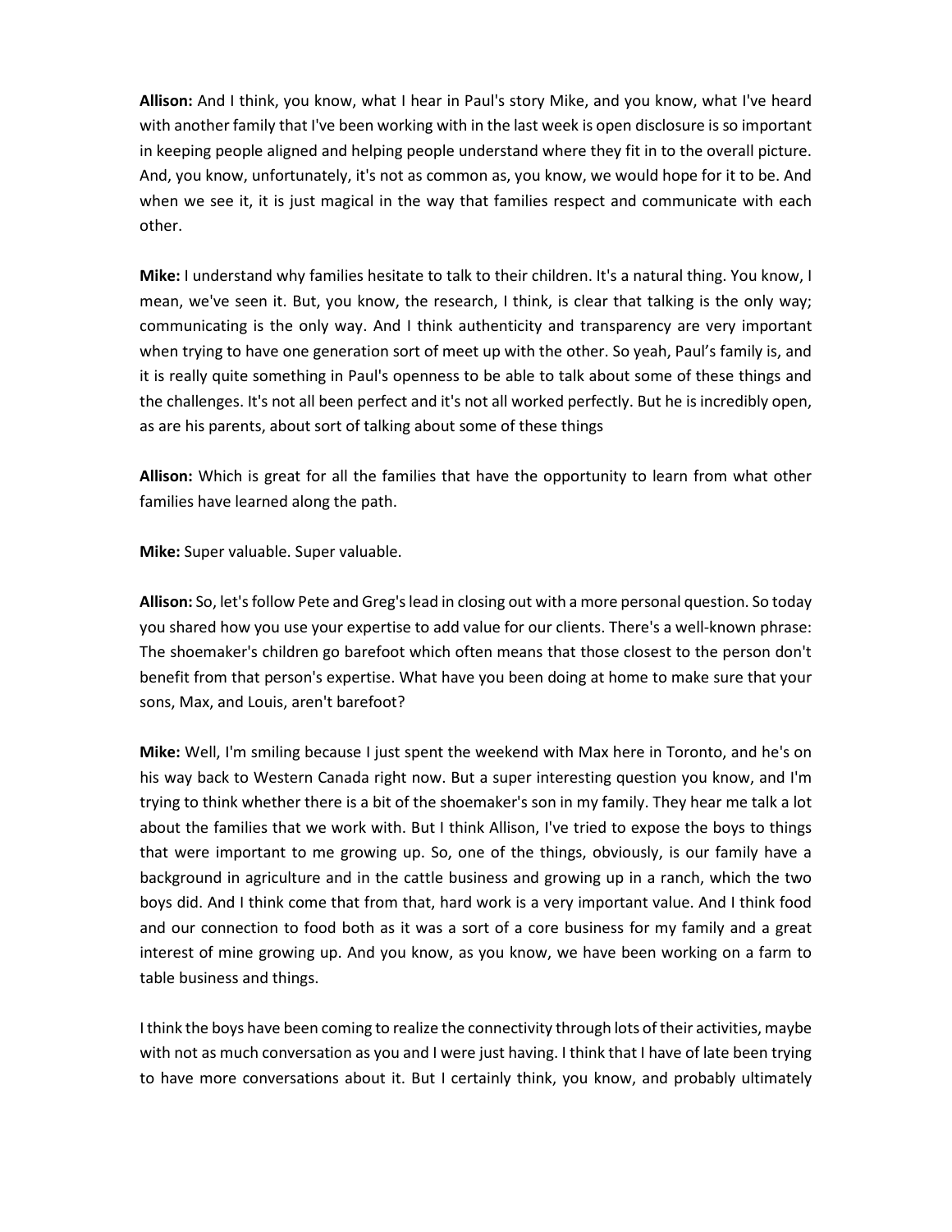**Allison:** And I think, you know, what I hear in Paul's story Mike, and you know, what I've heard with another family that I've been working with in the last week is open disclosure is so important in keeping people aligned and helping people understand where they fit in to the overall picture. And, you know, unfortunately, it's not as common as, you know, we would hope for it to be. And when we see it, it is just magical in the way that families respect and communicate with each other.

**Mike:** I understand why families hesitate to talk to their children. It's a natural thing. You know, I mean, we've seen it. But, you know, the research, I think, is clear that talking is the only way; communicating is the only way. And I think authenticity and transparency are very important when trying to have one generation sort of meet up with the other. So yeah, Paul's family is, and it is really quite something in Paul's openness to be able to talk about some of these things and the challenges. It's not all been perfect and it's not all worked perfectly. But he is incredibly open, as are his parents, about sort of talking about some of these things

**Allison:** Which is great for all the families that have the opportunity to learn from what other families have learned along the path.

**Mike:** Super valuable. Super valuable.

**Allison:** So, let's follow Pete and Greg's lead in closing out with a more personal question. So today you shared how you use your expertise to add value for our clients. There's a well-known phrase: The shoemaker's children go barefoot which often means that those closest to the person don't benefit from that person's expertise. What have you been doing at home to make sure that your sons, Max, and Louis, aren't barefoot?

**Mike:** Well, I'm smiling because I just spent the weekend with Max here in Toronto, and he's on his way back to Western Canada right now. But a super interesting question you know, and I'm trying to think whether there is a bit of the shoemaker's son in my family. They hear me talk a lot about the families that we work with. But I think Allison, I've tried to expose the boys to things that were important to me growing up. So, one of the things, obviously, is our family have a background in agriculture and in the cattle business and growing up in a ranch, which the two boys did. And I think come that from that, hard work is a very important value. And I think food and our connection to food both as it was a sort of a core business for my family and a great interest of mine growing up. And you know, as you know, we have been working on a farm to table business and things.

I think the boys have been coming to realize the connectivity through lots of their activities, maybe with not as much conversation as you and I were just having. I think that I have of late been trying to have more conversations about it. But I certainly think, you know, and probably ultimately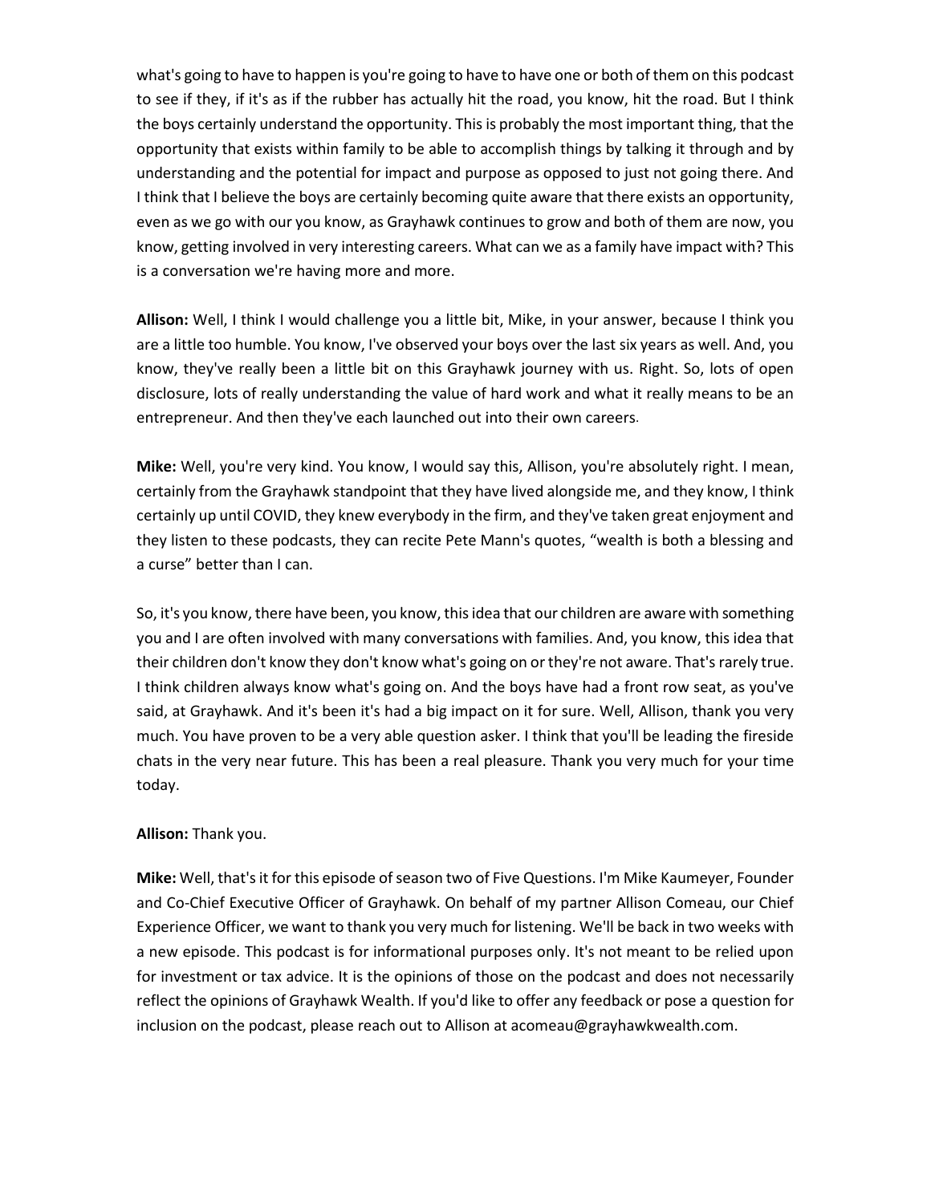what's going to have to happen is you're going to have to have one or both of them on this podcast to see if they, if it's as if the rubber has actually hit the road, you know, hit the road. But I think the boys certainly understand the opportunity. This is probably the most important thing, that the opportunity that exists within family to be able to accomplish things by talking it through and by understanding and the potential for impact and purpose as opposed to just not going there. And I think that I believe the boys are certainly becoming quite aware that there exists an opportunity, even as we go with our you know, as Grayhawk continues to grow and both of them are now, you know, getting involved in very interesting careers. What can we as a family have impact with? This is a conversation we're having more and more.

**Allison:** Well, I think I would challenge you a little bit, Mike, in your answer, because I think you are a little too humble. You know, I've observed your boys over the last six years as well. And, you know, they've really been a little bit on this Grayhawk journey with us. Right. So, lots of open disclosure, lots of really understanding the value of hard work and what it really means to be an entrepreneur. And then they've each launched out into their own careers.

**Mike:** Well, you're very kind. You know, I would say this, Allison, you're absolutely right. I mean, certainly from the Grayhawk standpoint that they have lived alongside me, and they know, I think certainly up until COVID, they knew everybody in the firm, and they've taken great enjoyment and they listen to these podcasts, they can recite Pete Mann's quotes, "wealth is both a blessing and a curse" better than I can.

So, it's you know, there have been, you know, this idea that our children are aware with something you and I are often involved with many conversations with families. And, you know, this idea that their children don't know they don't know what's going on or they're not aware. That's rarely true. I think children always know what's going on. And the boys have had a front row seat, as you've said, at Grayhawk. And it's been it's had a big impact on it for sure. Well, Allison, thank you very much. You have proven to be a very able question asker. I think that you'll be leading the fireside chats in the very near future. This has been a real pleasure. Thank you very much for your time today.

**Allison:** Thank you.

**Mike:** Well, that's it for this episode of season two of Five Questions. I'm Mike Kaumeyer, Founder and Co-Chief Executive Officer of Grayhawk. On behalf of my partner Allison Comeau, our Chief Experience Officer, we want to thank you very much for listening. We'll be back in two weeks with a new episode. This podcast is for informational purposes only. It's not meant to be relied upon for investment or tax advice. It is the opinions of those on the podcast and does not necessarily reflect the opinions of Grayhawk Wealth. If you'd like to offer any feedback or pose a question for inclusion on the podcast, please reach out to Allison at acomeau@grayhawkwealth.com.